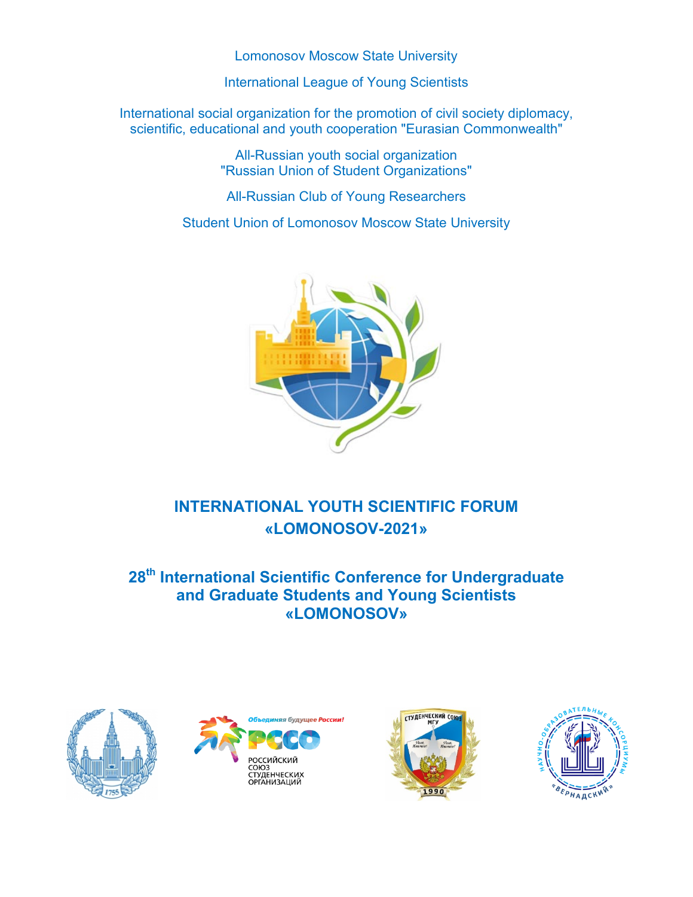Lomonosov Moscow State University

International League of Young Scientists

International social organization for the promotion of civil society diplomacy, scientific, educational and youth cooperation "Eurasian Commonwealth"

All-Russian youth social organization "Russian Union of Student Organizations"

All-Russian Club of Young Researchers

Student Union of Lomonosov Moscow State University

# INTERNATIONAL YOUTH SCIENTIFIC FORUM «LOMONOSOV-2021»

## 28th International Scientific Conference for Undergraduate and Graduate Students and Young Scientists «LOMONOSOV»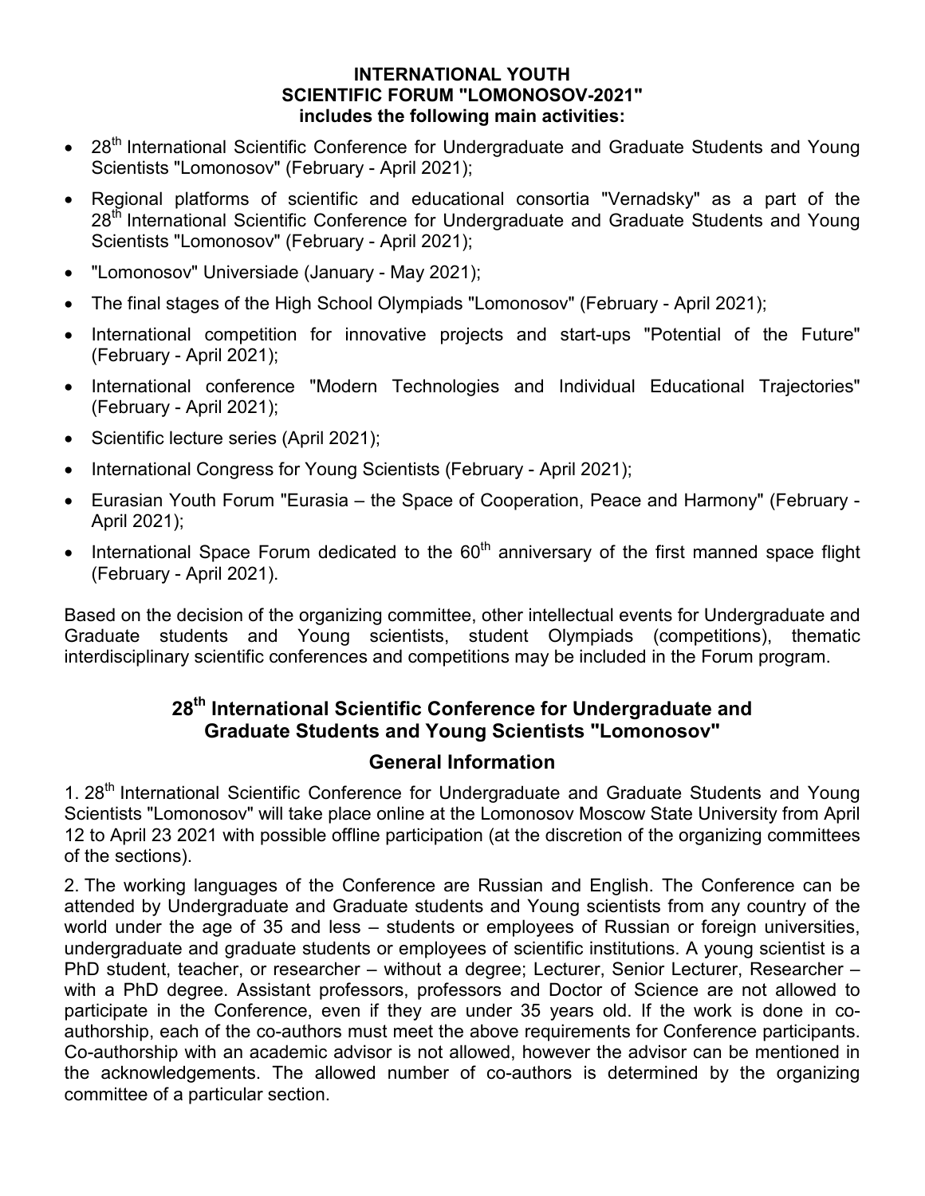**INTERNATIONAL YOUTH SCIENTIFIC FORUM "LOMONOSOV-2021" includes the following main activities:**

- 28th International Scientific Conference for Undergraduate and Graduate Students and Young Scientists "Lomonosov" (February - April 2021);
- Regional platforms of scientific and educational consortia "Vernadsky" as a part of the 28th International Scientific Conference for Undergraduate and Graduate Students and Young Scientists "Lomonosov" (February - April 2021);
- "Lomonosov" Universiade (January - May 2021);
- The final stages of the High School Olympiads "Lomonosov" (February - April 2021);
- International competition for innovative projects and start-ups "Potential of the Future" (February - April 2021);
- International conference "Modern Technologies and Individual Educational Trajectories" (February - April 2021);
- Scientific lecture series (April 2021);
- International Congress for Young Scientists (February - April 2021);
- Eurasian Youth Forum "Eurasia – the Space of Cooperation, Peace and Harmony" (February - April 2021);
- International Space Forum dedicated to the 60th anniversary of the first manned space flight (February - April 2021).

Based on the decision of the organizing committee, other intellectual events for Undergraduate and Graduate students and Young scientists, student Olympiads (competitions), thematic interdisciplinary scientific conferences and competitions may be included in the Forum program.

## 28th International Scientific Conference for Undergraduate and Graduate Students and Young Scientists "Lomonosov"

### General Information

1. 28th International Scientific Conference for Undergraduate and Graduate Students and Young Scientists "Lomonosov" will take place online at the Lomonosov Moscow State University from April 12 to April 23 2021 with possible offline participation (at the discretion of the organizing committees of the sections).

2. The working languages of the Conference are Russian and English. The Conference can be attended by Undergraduate and Graduate students and Young scientists from any country of the world under the age of 35 and less – students or employees of Russian or foreign universities, undergraduate and graduate students or employees of scientific institutions. A young scientist is a PhD student, teacher, or researcher – without a degree; Lecturer, Senior Lecturer, Researcher – with a PhD degree. Assistant professors, professors and Doctor of Science are not allowed to participate in the Conference, even if they are under 35 years old. If the work is done in co-authorship, each of the co-authors must meet the above requirements for Conference participants. Co-authorship with an academic advisor is not allowed, however the advisor can be mentioned in the acknowledgements. The allowed number of co-authors is determined by the organizing committee of a particular section.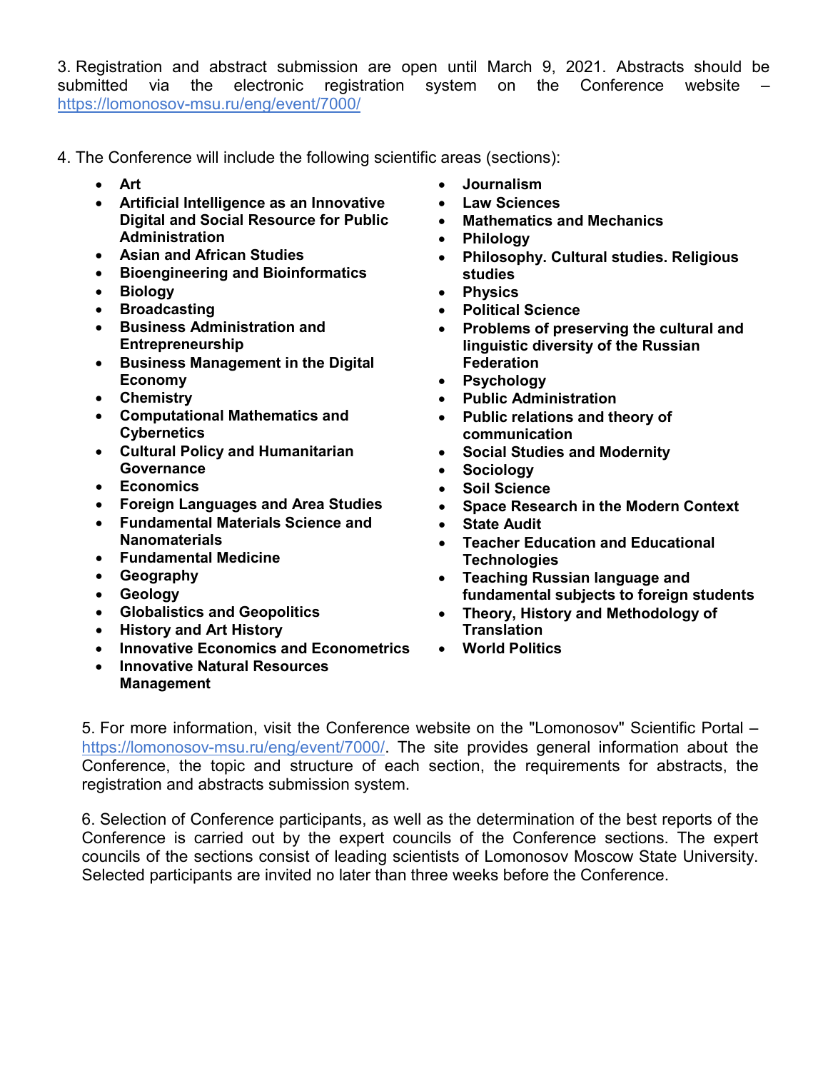3. Registration and abstract submission are open until March 9, 2021. Abstracts should be submitted via the electronic registration system on the Conference website – https://lomonosov-msu.ru/eng/event/7000/

4. The Conference will include the following scientific areas (sections):

- **Art**
- **Artificial Intelligence as an Innovative Digital and Social Resource for Public Administration**
- **Asian and African Studies**
- **Bioengineering and Bioinformatics**
- **Biology**
- **Broadcasting**
- **Business Administration and Entrepreneurship**
- **Business Management in the Digital Economy**
- **Chemistry**
- **Computational Mathematics and Cybernetics**
- **Cultural Policy and Humanitarian Governance**
- **Economics**
- **Foreign Languages and Area Studies**
- **Fundamental Materials Science and Nanomaterials**
- **Fundamental Medicine**
- **Geography**
- **Geology**
- **Globalistics and Geopolitics**
- **History and Art History**
- **Innovative Economics and Econometrics**
- **Innovative Natural Resources Management**
- **Journalism**
- **Law Sciences**
- **Mathematics and Mechanics**
- **Philology**
- **Philosophy. Cultural studies. Religious studies**
- **Physics**
- **Political Science**
- **Problems of preserving the cultural and linguistic diversity of the Russian Federation**
- **Psychology**
- **Public Administration**
- **Public relations and theory of communication**
- **Social Studies and Modernity**
- **Sociology**
- **Soil Science**
- **Space Research in the Modern Context**
- **State Audit**
- **Teacher Education and Educational Technologies**
- **Teaching Russian language and fundamental subjects to foreign students**
- **Theory, History and Methodology of Translation**
- **World Politics**

5. For more information, visit the Conference website on the "Lomonosov" Scientific Portal – https://lomonosov-msu.ru/eng/event/7000/. The site provides general information about the Conference, the topic and structure of each section, the requirements for abstracts, the registration and abstracts submission system.

6. Selection of Conference participants, as well as the determination of the best reports of the Conference is carried out by the expert councils of the Conference sections. The expert councils of the sections consist of leading scientists of Lomonosov Moscow State University. Selected participants are invited no later than three weeks before the Conference.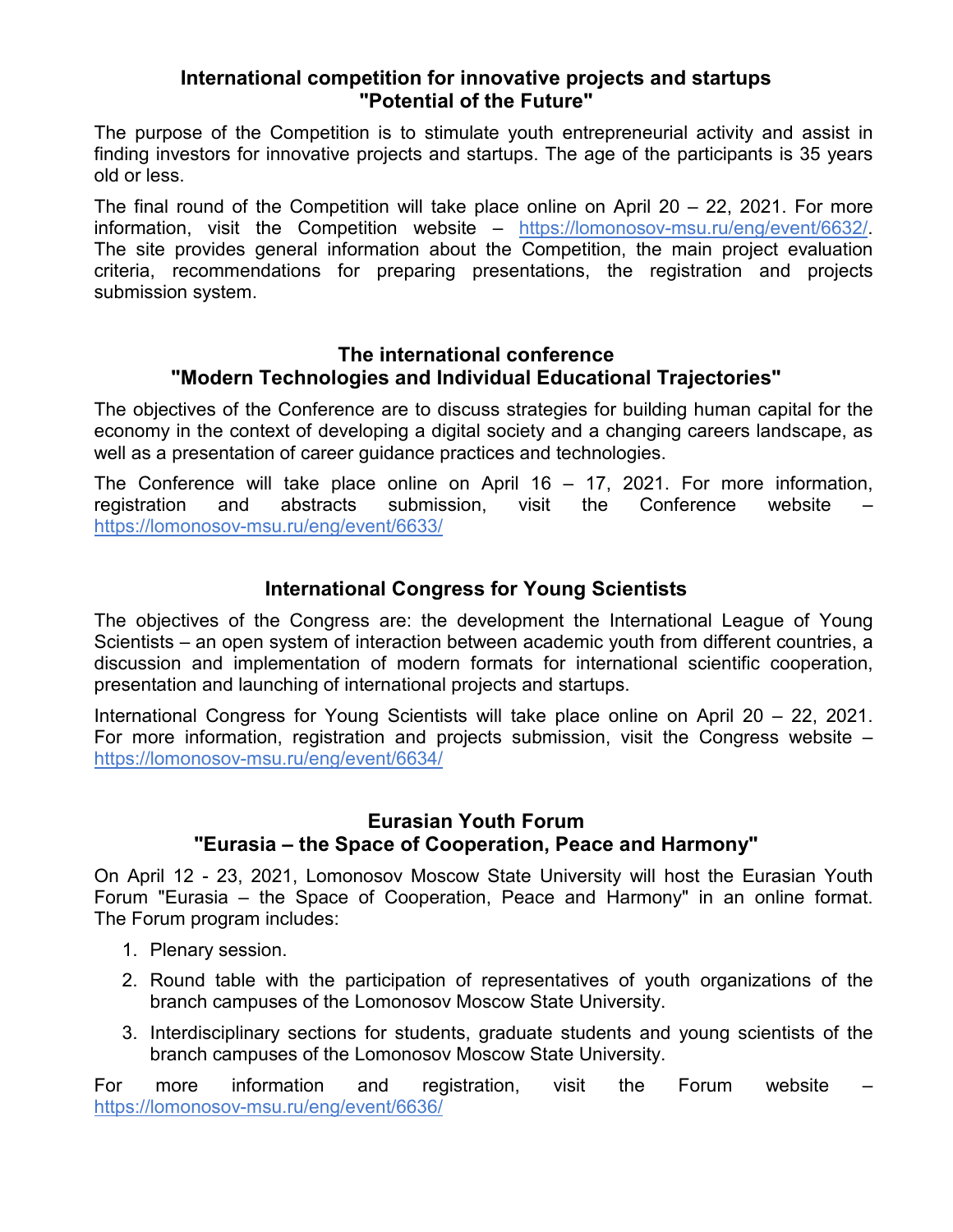## International competition for innovative projects and startups "Potential of the Future"

The purpose of the Competition is to stimulate youth entrepreneurial activity and assist in finding investors for innovative projects and startups. The age of the participants is 35 years old or less.

The final round of the Competition will take place online on April 20 – 22, 2021. For more information, visit the Competition website – https://lomonosov-msu.ru/eng/event/6632/. The site provides general information about the Competition, the main project evaluation criteria, recommendations for preparing presentations, the registration and projects submission system.

## The international conference "Modern Technologies and Individual Educational Trajectories"

The objectives of the Conference are to discuss strategies for building human capital for the economy in the context of developing a digital society and a changing careers landscape, as well as a presentation of career guidance practices and technologies.

The Conference will take place online on April 16 – 17, 2021. For more information, registration and abstracts submission, visit the Conference website – https://lomonosov-msu.ru/eng/event/6633/

## International Congress for Young Scientists

The objectives of the Congress are: the development the International League of Young Scientists – an open system of interaction between academic youth from different countries, a discussion and implementation of modern formats for international scientific cooperation, presentation and launching of international projects and startups.

International Congress for Young Scientists will take place online on April 20 – 22, 2021. For more information, registration and projects submission, visit the Congress website – https://lomonosov-msu.ru/eng/event/6634/

## Eurasian Youth Forum "Eurasia – the Space of Cooperation, Peace and Harmony"

On April 12 - 23, 2021, Lomonosov Moscow State University will host the Eurasian Youth Forum "Eurasia – the Space of Cooperation, Peace and Harmony" in an online format. The Forum program includes:

1. Plenary session.
2. Round table with the participation of representatives of youth organizations of the branch campuses of the Lomonosov Moscow State University.
3. Interdisciplinary sections for students, graduate students and young scientists of the branch campuses of the Lomonosov Moscow State University.

For more information and registration, visit the Forum website – https://lomonosov-msu.ru/eng/event/6636/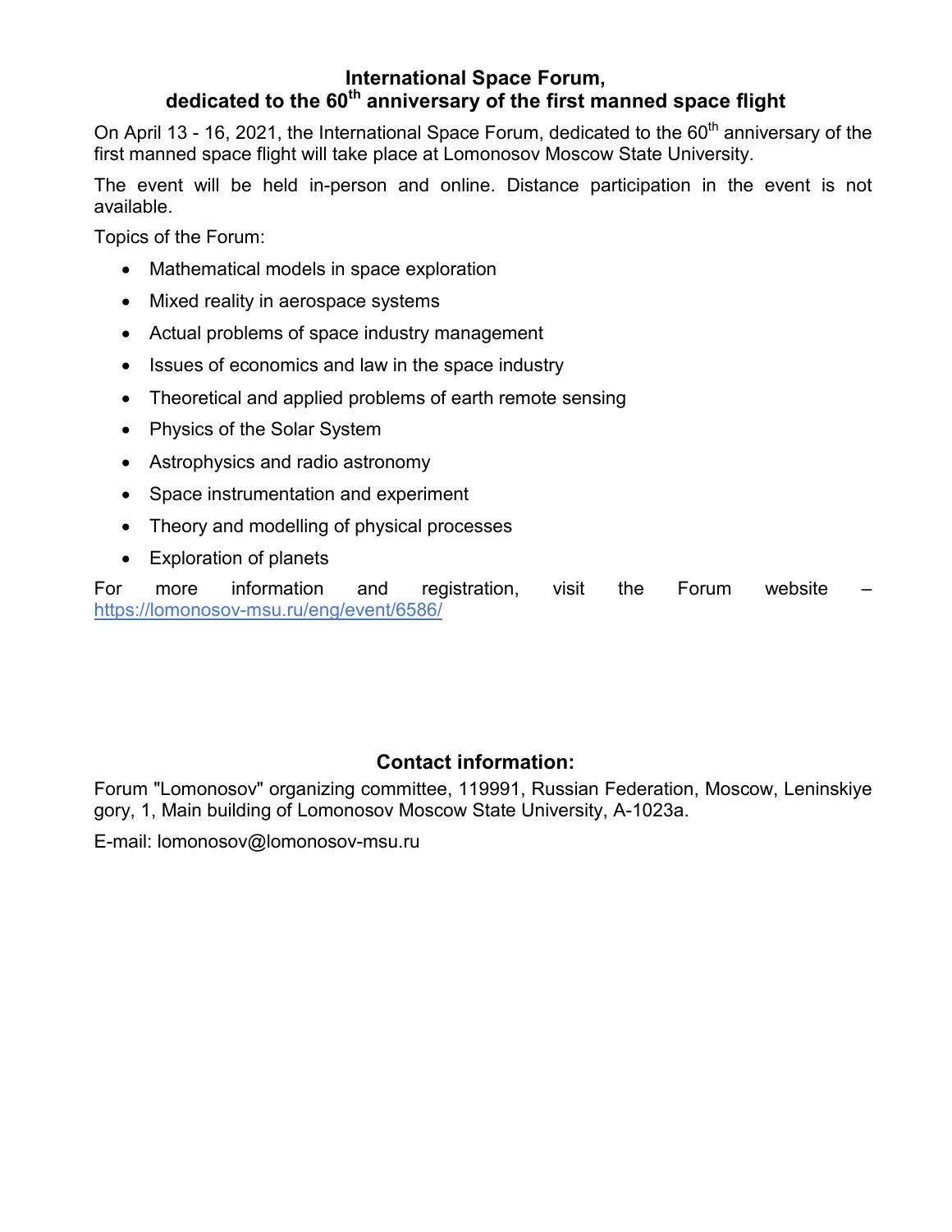## International Space Forum, dedicated to the 60th anniversary of the first manned space flight

On April 13 - 16, 2021, the International Space Forum, dedicated to the 60th anniversary of the first manned space flight will take place at Lomonosov Moscow State University.

The event will be held in-person and online. Distance participation in the event is not available.

Topics of the Forum:

- Mathematical models in space exploration
- Mixed reality in aerospace systems
- Actual problems of space industry management
- Issues of economics and law in the space industry
- Theoretical and applied problems of earth remote sensing
- Physics of the Solar System
- Astrophysics and radio astronomy
- Space instrumentation and experiment
- Theory and modelling of physical processes
- Exploration of planets

For more information and registration, visit the Forum website – https://lomonosov-msu.ru/eng/event/6586/

## Contact information:

Forum "Lomonosov" organizing committee, 119991, Russian Federation, Moscow, Leninskiye gory, 1, Main building of Lomonosov Moscow State University, A-1023a.

E-mail: lomonosov@lomonosov-msu.ru